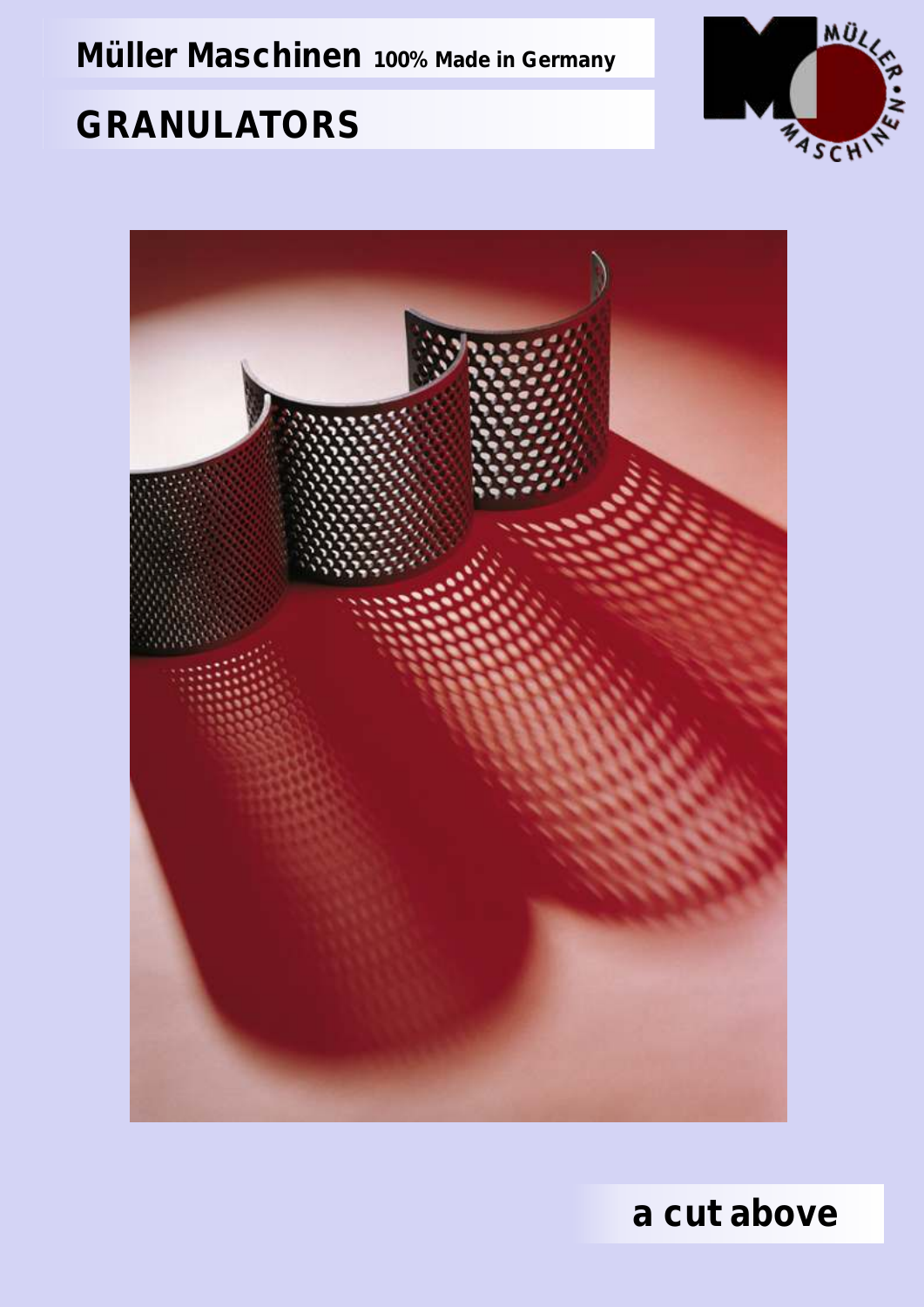**Müller Maschinen** **100% Made in Germany**

# GRANULATORS

**a cut above**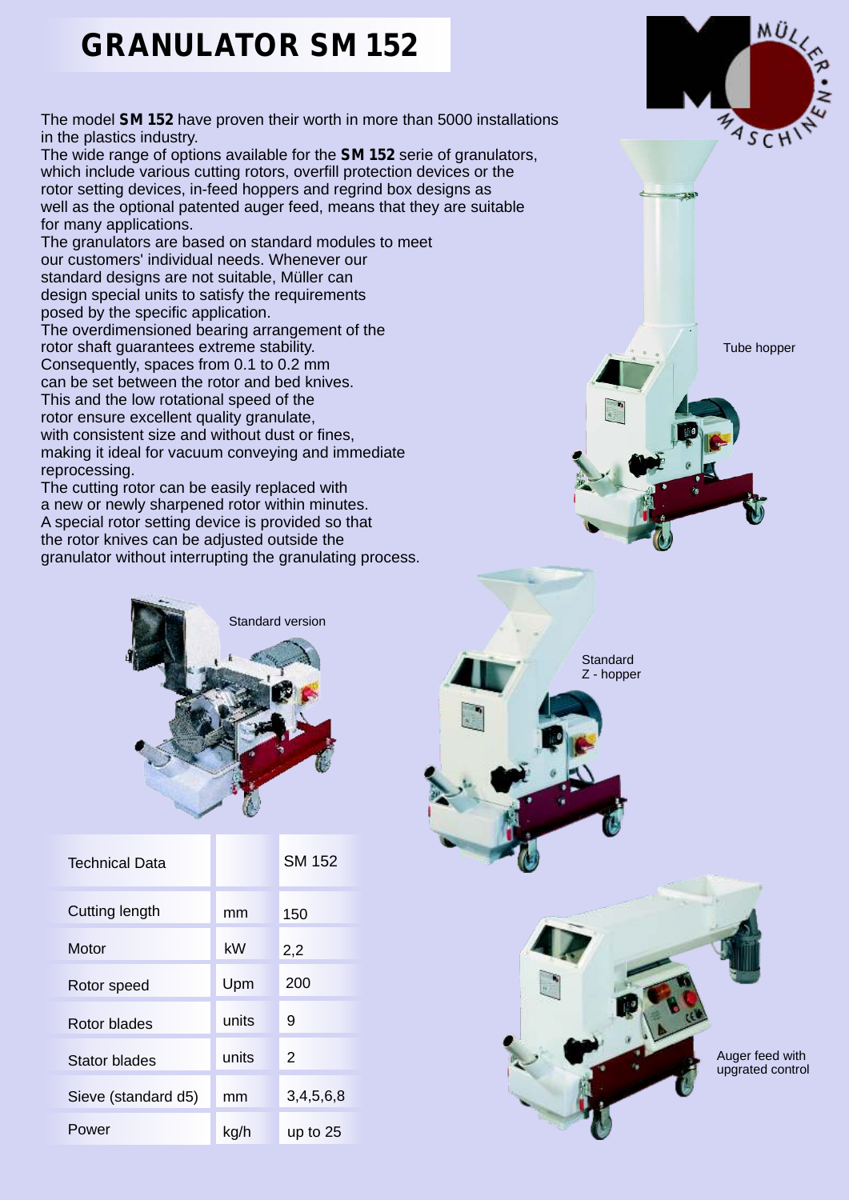# GRANULATOR SM 152

The model **SM 152** have proven their worth in more than 5000 installations in the plastics industry.
The wide range of options available for the **SM 152** serie of granulators, which include various cutting rotors, overfill protection devices or the rotor setting devices, in-feed hoppers and regrind box designs as well as the optional patented auger feed, means that they are suitable for many applications.
The granulators are based on standard modules to meet our customers' individual needs. Whenever our standard designs are not suitable, Müller can design special units to satisfy the requirements posed by the specific application.
The overdimensioned bearing arrangement of the rotor shaft guarantees extreme stability.
Consequently, spaces from 0.1 to 0.2 mm can be set between the rotor and bed knives.
This and the low rotational speed of the rotor ensure excellent quality granulate, with consistent size and without dust or fines, making it ideal for vacuum conveying and immediate reprocessing.
The cutting rotor can be easily replaced with a new or newly sharpened rotor within minutes.
A special rotor setting device is provided so that the rotor knives can be adjusted outside the granulator without interrupting the granulating process.

Tube hopper

Standard version

Standard Z - hopper

Auger feed with upgrated control

| Technical Data | | SM 152 |
|---|---|---|
| Cutting length | mm | 150 |
| Motor | kW | 2,2 |
| Rotor speed | Upm | 200 |
| Rotor blades | units | 9 |
| Stator blades | units | 2 |
| Sieve (standard d5) | mm | 3,4,5,6,8 |
| Power | kg/h | up to 25 |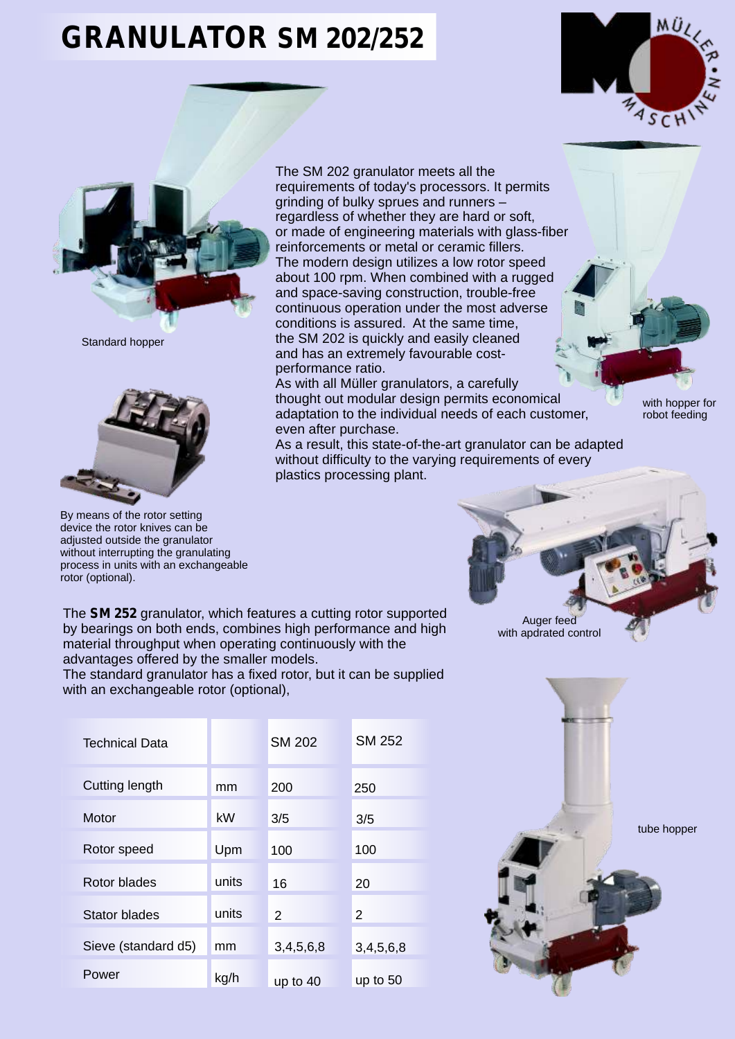# GRANULATOR SM 202/252

Standard hopper

By means of the rotor setting device the rotor knives can be adjusted outside the granulator without interrupting the granulating process in units with an exchangeable rotor (optional).

The SM 202 granulator meets all the requirements of today's processors. It permits grinding of bulky sprues and runners – regardless of whether they are hard or soft, or made of engineering materials with glass-fiber reinforcements or metal or ceramic fillers.
The modern design utilizes a low rotor speed about 100 rpm. When combined with a rugged and space-saving construction, trouble-free continuous operation under the most adverse conditions is assured. At the same time, the SM 202 is quickly and easily cleaned and has an extremely favourable cost-performance ratio.
As with all Müller granulators, a carefully thought out modular design permits economical adaptation to the individual needs of each customer, even after purchase.
As a result, this state-of-the-art granulator can be adapted without difficulty to the varying requirements of every plastics processing plant.

with hopper for robot feeding

Auger feed with apdrated control

The **SM 252** granulator, which features a cutting rotor supported by bearings on both ends, combines high performance and high material throughput when operating continuously with the advantages offered by the smaller models.
The standard granulator has a fixed rotor, but it can be supplied with an exchangeable rotor (optional),

| Technical Data | | SM 202 | SM 252 |
|---|---|---|---|
| Cutting length | mm | 200 | 250 |
| Motor | kW | 3/5 | 3/5 |
| Rotor speed | Upm | 100 | 100 |
| Rotor blades | units | 16 | 20 |
| Stator blades | units | 2 | 2 |
| Sieve (standard d5) | mm | 3,4,5,6,8 | 3,4,5,6,8 |
| Power | kg/h | up to 40 | up to 50 |

tube hopper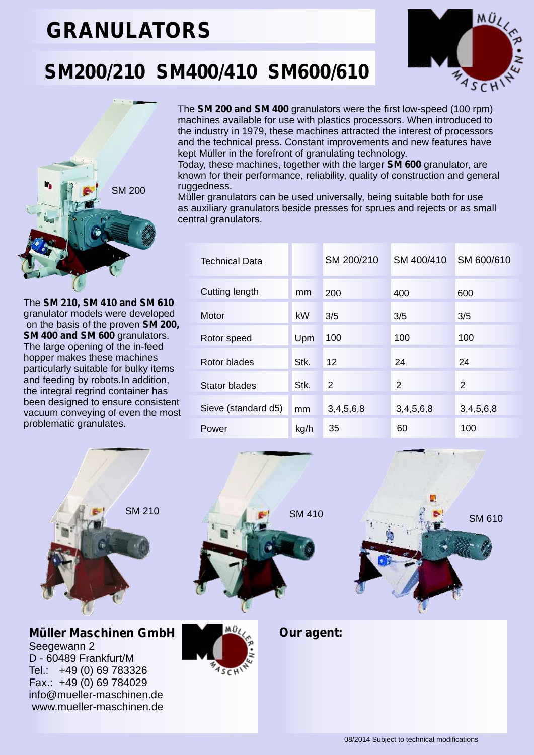# GRANULATORS

## SM200/210 SM400/410 SM600/610

SM 200

The **SM 200 and SM 400** granulators were the first low-speed (100 rpm) machines available for use with plastics processors. When introduced to the industry in 1979, these machines attracted the interest of processors and the technical press. Constant improvements and new features have kept Müller in the forefront of granulating technology.
Today, these machines, together with the larger **SM 600** granulator, are known for their performance, reliability, quality of construction and general ruggedness.
Müller granulators can be used universally, being suitable both for use as auxiliary granulators beside presses for sprues and rejects or as small central granulators.

The **SM 210, SM 410 and SM 610** granulator models were developed on the basis of the proven **SM 200, SM 400 and SM 600** granulators. The large opening of the in-feed hopper makes these machines particularly suitable for bulky items and feeding by robots.In addition, the integral regrind container has been designed to ensure consistent vacuum conveying of even the most problematic granulates.

| Technical Data | | SM 200/210 | SM 400/410 | SM 600/610 |
|---|---|---|---|---|
| Cutting length | mm | 200 | 400 | 600 |
| Motor | kW | 3/5 | 3/5 | 3/5 |
| Rotor speed | Upm | 100 | 100 | 100 |
| Rotor blades | Stk. | 12 | 24 | 24 |
| Stator blades | Stk. | 2 | 2 | 2 |
| Sieve (standard d5) | mm | 3,4,5,6,8 | 3,4,5,6,8 | 3,4,5,6,8 |
| Power | kg/h | 35 | 60 | 100 |

SM 210

SM 410

SM 610

**Müller Maschinen GmbH**
Seegewann 2
D - 60489 Frankfurt/M
Tel.: +49 (0) 69 783326
Fax.: +49 (0) 69 784029
info@mueller-maschinen.de
www.mueller-maschinen.de

**Our agent:**

08/2014 Subject to technical modifications